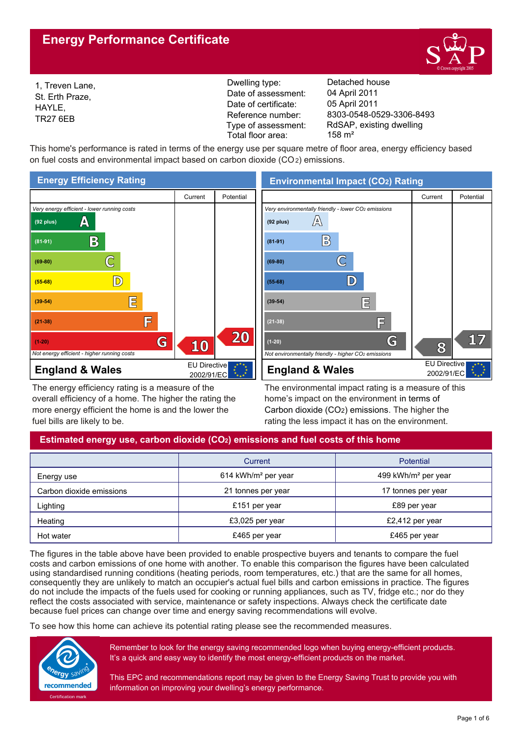# Energy Performance Certificate

1, Treven Lane,
St. Erth Praze,
HAYLE,
TR27 6EB

| | |
|---|---|
| Dwelling type: | Detached house |
| Date of assessment: | 04 April 2011 |
| Date of certificate: | 05 April 2011 |
| Reference number: | 8303-0548-0529-3306-8493 |
| Type of assessment: | RdSAP, existing dwelling |
| Total floor area: | 158 m² |

This home's performance is rated in terms of the energy use per square metre of floor area, energy efficiency based on fuel costs and environmental impact based on carbon dioxide ($CO_2$) emissions.

## Energy Efficiency Rating

| | Current | Potential |
|---|---|---|
| *Very energy efficient - lower running costs* | | |
| (92 plus) A | | |
| (81-91) B | | |
| (69-80) C | | |
| (55-68) D | | |
| (39-54) E | | |
| (21-38) F | | |
| (1-20) G | 10 | 20 |
| *Not energy efficient - higher running costs* | | |

**England & Wales** — EU Directive 2002/91/EC

The energy efficiency rating is a measure of the overall efficiency of a home. The higher the rating the more energy efficient the home is and the lower the fuel bills are likely to be.

## Environmental Impact ($CO_2$) Rating

| | Current | Potential |
|---|---|---|
| *Very environmentally friendly - lower $CO_2$ emissions* | | |
| (92 plus) A | | |
| (81-91) B | | |
| (69-80) C | | |
| (55-68) D | | |
| (39-54) E | | |
| (21-38) F | | |
| (1-20) G | 8 | 17 |
| *Not environmentally friendly - higher $CO_2$ emissions* | | |

**England & Wales** — EU Directive 2002/91/EC

The environmental impact rating is a measure of this home's impact on the environment in terms of Carbon dioxide ($CO_2$) emissions. The higher the rating the less impact it has on the environment.

## Estimated energy use, carbon dioxide ($CO_2$) emissions and fuel costs of this home

| | Current | Potential |
|---|---|---|
| Energy use | 614 kWh/m² per year | 499 kWh/m² per year |
| Carbon dioxide emissions | 21 tonnes per year | 17 tonnes per year |
| Lighting | £151 per year | £89 per year |
| Heating | £3,025 per year | £2,412 per year |
| Hot water | £465 per year | £465 per year |

The figures in the table above have been provided to enable prospective buyers and tenants to compare the fuel costs and carbon emissions of one home with another. To enable this comparison the figures have been calculated using standardised running conditions (heating periods, room temperatures, etc.) that are the same for all homes, consequently they are unlikely to match an occupier's actual fuel bills and carbon emissions in practice. The figures do not include the impacts of the fuels used for cooking or running appliances, such as TV, fridge etc.; nor do they reflect the costs associated with service, maintenance or safety inspections. Always check the certificate date because fuel prices can change over time and energy saving recommendations will evolve.

To see how this home can achieve its potential rating please see the recommended measures.

Remember to look for the energy saving recommended logo when buying energy-efficient products. It's a quick and easy way to identify the most energy-efficient products on the market.

This EPC and recommendations report may be given to the Energy Saving Trust to provide you with information on improving your dwelling's energy performance.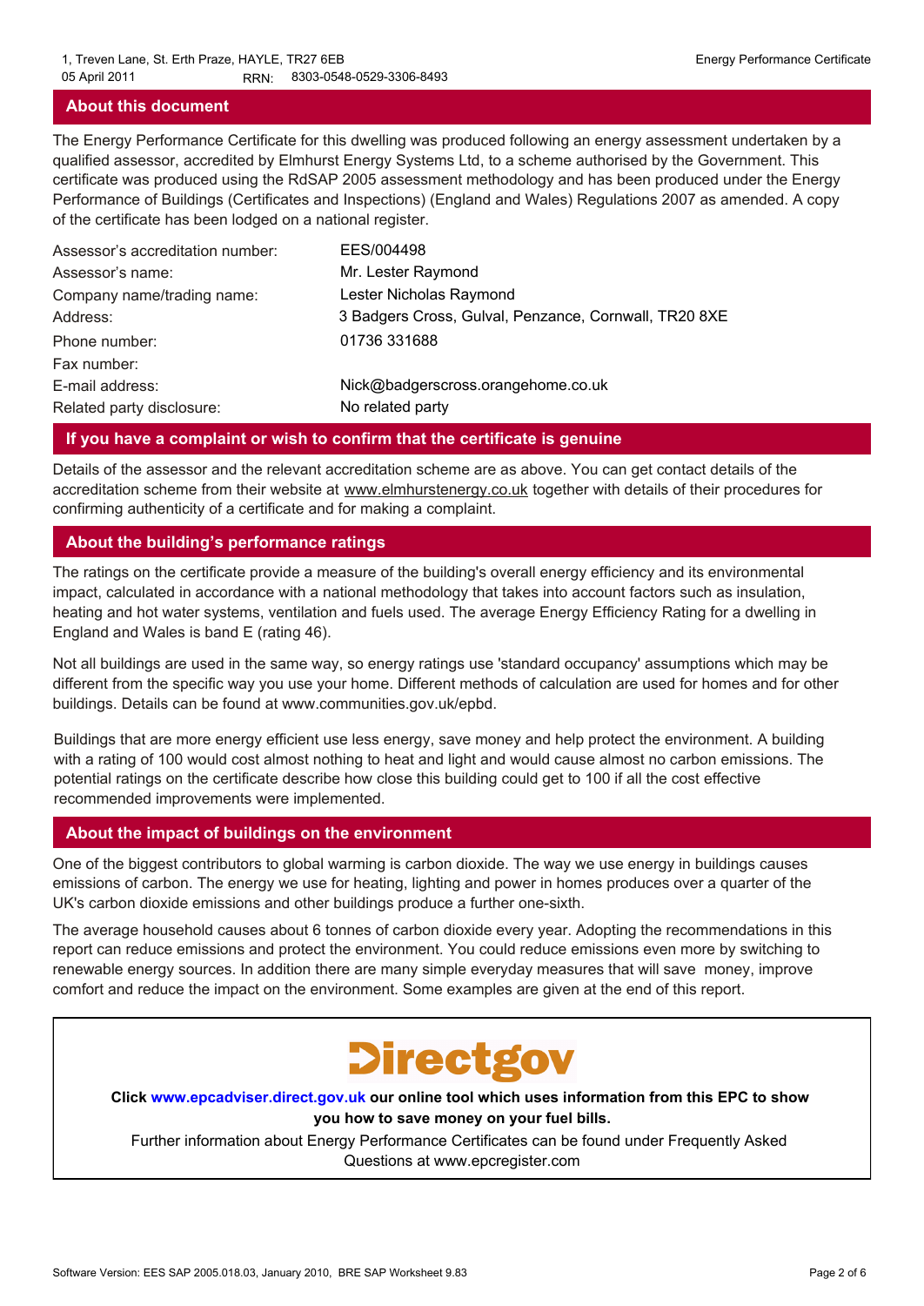## About this document

The Energy Performance Certificate for this dwelling was produced following an energy assessment undertaken by a qualified assessor, accredited by Elmhurst Energy Systems Ltd, to a scheme authorised by the Government. This certificate was produced using the RdSAP 2005 assessment methodology and has been produced under the Energy Performance of Buildings (Certificates and Inspections) (England and Wales) Regulations 2007 as amended. A copy of the certificate has been lodged on a national register.

| | |
|---|---|
| Assessor's accreditation number: | EES/004498 |
| Assessor's name: | Mr. Lester Raymond |
| Company name/trading name: | Lester Nicholas Raymond |
| Address: | 3 Badgers Cross, Gulval, Penzance, Cornwall, TR20 8XE |
| Phone number: | 01736 331688 |
| Fax number: | |
| E-mail address: | Nick@badgerscross.orangehome.co.uk |
| Related party disclosure: | No related party |

## If you have a complaint or wish to confirm that the certificate is genuine

Details of the assessor and the relevant accreditation scheme are as above. You can get contact details of the accreditation scheme from their website at www.elmhurstenergy.co.uk together with details of their procedures for confirming authenticity of a certificate and for making a complaint.

## About the building's performance ratings

The ratings on the certificate provide a measure of the building's overall energy efficiency and its environmental impact, calculated in accordance with a national methodology that takes into account factors such as insulation, heating and hot water systems, ventilation and fuels used. The average Energy Efficiency Rating for a dwelling in England and Wales is band E (rating 46).

Not all buildings are used in the same way, so energy ratings use 'standard occupancy' assumptions which may be different from the specific way you use your home. Different methods of calculation are used for homes and for other buildings. Details can be found at www.communities.gov.uk/epbd.

Buildings that are more energy efficient use less energy, save money and help protect the environment. A building with a rating of 100 would cost almost nothing to heat and light and would cause almost no carbon emissions. The potential ratings on the certificate describe how close this building could get to 100 if all the cost effective recommended improvements were implemented.

## About the impact of buildings on the environment

One of the biggest contributors to global warming is carbon dioxide. The way we use energy in buildings causes emissions of carbon. The energy we use for heating, lighting and power in homes produces over a quarter of the UK's carbon dioxide emissions and other buildings produce a further one-sixth.

The average household causes about 6 tonnes of carbon dioxide every year. Adopting the recommendations in this report can reduce emissions and protect the environment. You could reduce emissions even more by switching to renewable energy sources. In addition there are many simple everyday measures that will save money, improve comfort and reduce the impact on the environment. Some examples are given at the end of this report.

**Directgov**

**Click www.epcadviser.direct.gov.uk our online tool which uses information from this EPC to show you how to save money on your fuel bills.**

Further information about Energy Performance Certificates can be found under Frequently Asked Questions at www.epcregister.com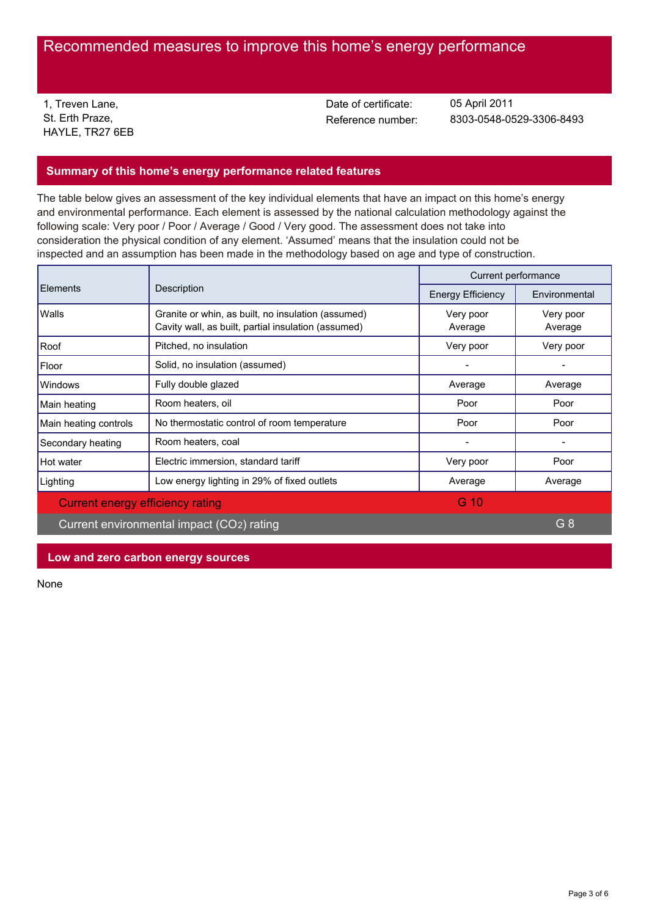# Recommended measures to improve this home's energy performance

1, Treven Lane,
St. Erth Praze,
HAYLE, TR27 6EB

Date of certificate: 05 April 2011
Reference number: 8303-0548-0529-3306-8493

## Summary of this home's energy performance related features

The table below gives an assessment of the key individual elements that have an impact on this home's energy and environmental performance. Each element is assessed by the national calculation methodology against the following scale: Very poor / Poor / Average / Good / Very good. The assessment does not take into consideration the physical condition of any element. 'Assumed' means that the insulation could not be inspected and an assumption has been made in the methodology based on age and type of construction.

| Elements | Description | Current performance | |
|---|---|---|---|
| | | Energy Efficiency | Environmental |
| Walls | Granite or whin, as built, no insulation (assumed)<br>Cavity wall, as built, partial insulation (assumed) | Very poor<br>Average | Very poor<br>Average |
| Roof | Pitched, no insulation | Very poor | Very poor |
| Floor | Solid, no insulation (assumed) | - | - |
| Windows | Fully double glazed | Average | Average |
| Main heating | Room heaters, oil | Poor | Poor |
| Main heating controls | No thermostatic control of room temperature | Poor | Poor |
| Secondary heating | Room heaters, coal | - | - |
| Hot water | Electric immersion, standard tariff | Very poor | Poor |
| Lighting | Low energy lighting in 29% of fixed outlets | Average | Average |
| Current energy efficiency rating | | G 10 | |
| Current environmental impact ($CO_2$) rating | | | G 8 |

## Low and zero carbon energy sources

None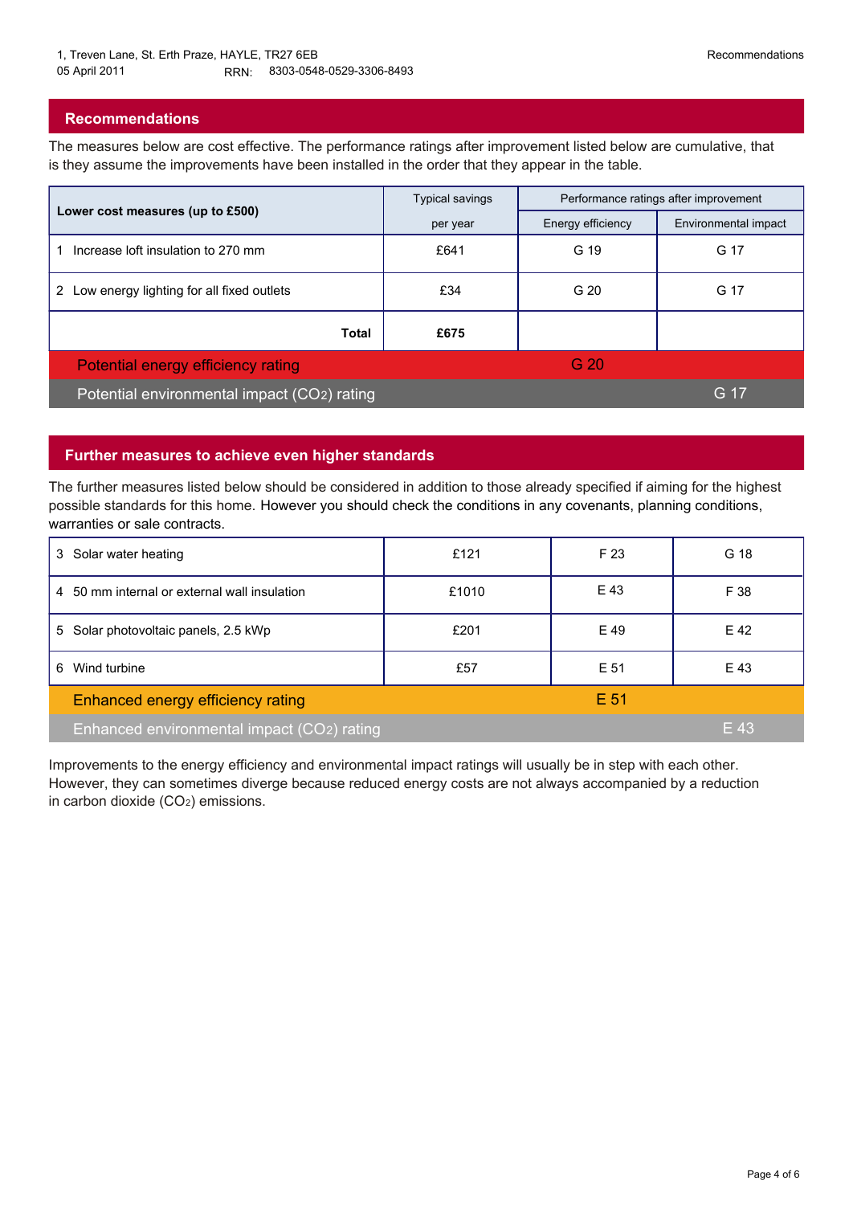1, Treven Lane, St. Erth Praze, HAYLE, TR27 6EB
05 April 2011 RRN: 8303-0548-0529-3306-8493

## Recommendations

The measures below are cost effective. The performance ratings after improvement listed below are cumulative, that is they assume the improvements have been installed in the order that they appear in the table.

| Lower cost measures (up to £500) | Typical savings per year | Performance ratings after improvement | |
|---|---|---|---|
| | | Energy efficiency | Environmental impact |
| 1 Increase loft insulation to 270 mm | £641 | G 19 | G 17 |
| 2 Low energy lighting for all fixed outlets | £34 | G 20 | G 17 |
| **Total** | **£675** | | |
| Potential energy efficiency rating | | G 20 | |
| Potential environmental impact ($CO_2$) rating | | | G 17 |

## Further measures to achieve even higher standards

The further measures listed below should be considered in addition to those already specified if aiming for the highest possible standards for this home. However you should check the conditions in any covenants, planning conditions, warranties or sale contracts.

| Measure | Typical savings per year | Energy efficiency | Environmental impact |
|---|---|---|---|
| 3 Solar water heating | £121 | F 23 | G 18 |
| 4 50 mm internal or external wall insulation | £1010 | E 43 | F 38 |
| 5 Solar photovoltaic panels, 2.5 kWp | £201 | E 49 | E 42 |
| 6 Wind turbine | £57 | E 51 | E 43 |
| Enhanced energy efficiency rating | | E 51 | |
| Enhanced environmental impact ($CO_2$) rating | | | E 43 |

Improvements to the energy efficiency and environmental impact ratings will usually be in step with each other. However, they can sometimes diverge because reduced energy costs are not always accompanied by a reduction in carbon dioxide ($CO_2$) emissions.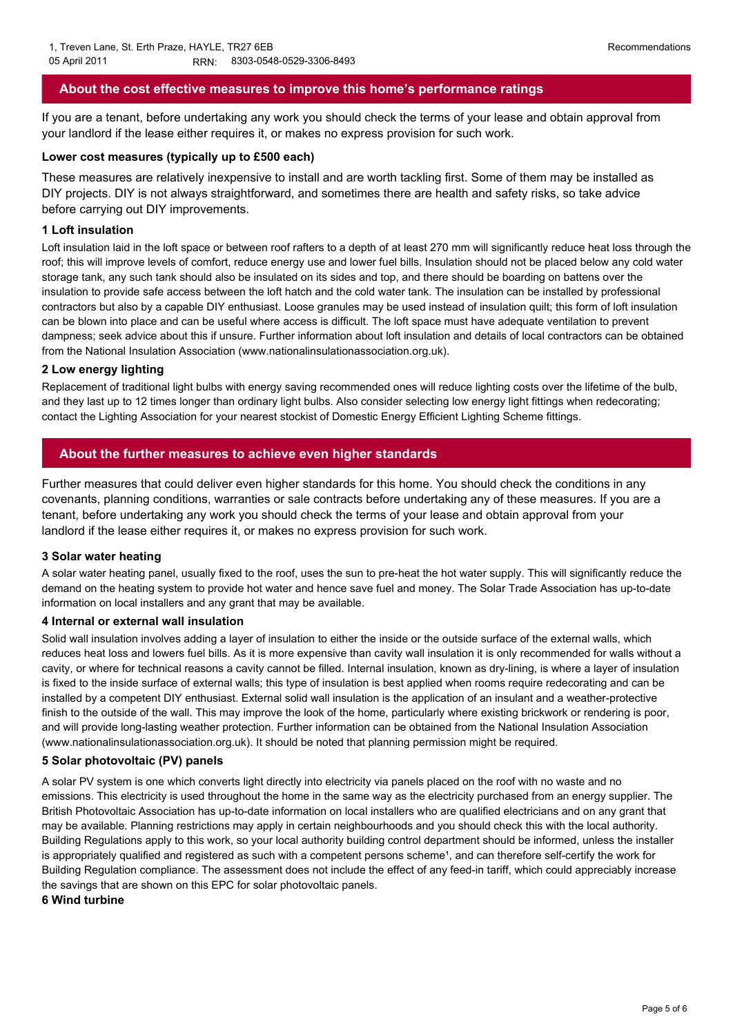## About the cost effective measures to improve this home's performance ratings

If you are a tenant, before undertaking any work you should check the terms of your lease and obtain approval from your landlord if the lease either requires it, or makes no express provision for such work.

**Lower cost measures (typically up to £500 each)**

These measures are relatively inexpensive to install and are worth tackling first. Some of them may be installed as DIY projects. DIY is not always straightforward, and sometimes there are health and safety risks, so take advice before carrying out DIY improvements.

### 1 Loft insulation

Loft insulation laid in the loft space or between roof rafters to a depth of at least 270 mm will significantly reduce heat loss through the roof; this will improve levels of comfort, reduce energy use and lower fuel bills. Insulation should not be placed below any cold water storage tank, any such tank should also be insulated on its sides and top, and there should be boarding on battens over the insulation to provide safe access between the loft hatch and the cold water tank. The insulation can be installed by professional contractors but also by a capable DIY enthusiast. Loose granules may be used instead of insulation quilt; this form of loft insulation can be blown into place and can be useful where access is difficult. The loft space must have adequate ventilation to prevent dampness; seek advice about this if unsure. Further information about loft insulation and details of local contractors can be obtained from the National Insulation Association (www.nationalinsulationassociation.org.uk).

### 2 Low energy lighting

Replacement of traditional light bulbs with energy saving recommended ones will reduce lighting costs over the lifetime of the bulb, and they last up to 12 times longer than ordinary light bulbs. Also consider selecting low energy light fittings when redecorating; contact the Lighting Association for your nearest stockist of Domestic Energy Efficient Lighting Scheme fittings.

## About the further measures to achieve even higher standards

Further measures that could deliver even higher standards for this home. You should check the conditions in any covenants, planning conditions, warranties or sale contracts before undertaking any of these measures. If you are a tenant, before undertaking any work you should check the terms of your lease and obtain approval from your landlord if the lease either requires it, or makes no express provision for such work.

### 3 Solar water heating

A solar water heating panel, usually fixed to the roof, uses the sun to pre-heat the hot water supply. This will significantly reduce the demand on the heating system to provide hot water and hence save fuel and money. The Solar Trade Association has up-to-date information on local installers and any grant that may be available.

### 4 Internal or external wall insulation

Solid wall insulation involves adding a layer of insulation to either the inside or the outside surface of the external walls, which reduces heat loss and lowers fuel bills. As it is more expensive than cavity wall insulation it is only recommended for walls without a cavity, or where for technical reasons a cavity cannot be filled. Internal insulation, known as dry-lining, is where a layer of insulation is fixed to the inside surface of external walls; this type of insulation is best applied when rooms require redecorating and can be installed by a competent DIY enthusiast. External solid wall insulation is the application of an insulant and a weather-protective finish to the outside of the wall. This may improve the look of the home, particularly where existing brickwork or rendering is poor, and will provide long-lasting weather protection. Further information can be obtained from the National Insulation Association (www.nationalinsulationassociation.org.uk). It should be noted that planning permission might be required.

### 5 Solar photovoltaic (PV) panels

A solar PV system is one which converts light directly into electricity via panels placed on the roof with no waste and no emissions. This electricity is used throughout the home in the same way as the electricity purchased from an energy supplier. The British Photovoltaic Association has up-to-date information on local installers who are qualified electricians and on any grant that may be available. Planning restrictions may apply in certain neighbourhoods and you should check this with the local authority. Building Regulations apply to this work, so your local authority building control department should be informed, unless the installer is appropriately qualified and registered as such with a competent persons scheme[1], and can therefore self-certify the work for Building Regulation compliance. The assessment does not include the effect of any feed-in tariff, which could appreciably increase the savings that are shown on this EPC for solar photovoltaic panels.

### 6 Wind turbine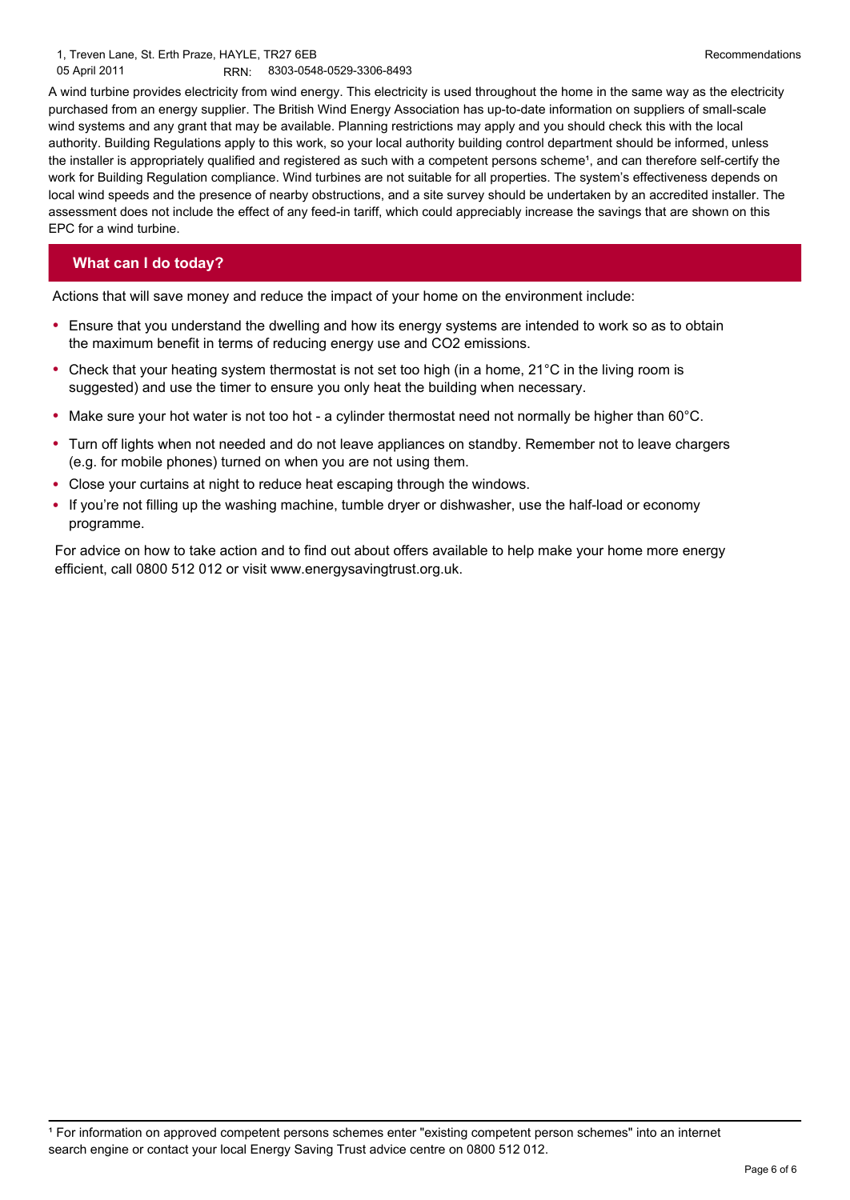A wind turbine provides electricity from wind energy. This electricity is used throughout the home in the same way as the electricity purchased from an energy supplier. The British Wind Energy Association has up-to-date information on suppliers of small-scale wind systems and any grant that may be available. Planning restrictions may apply and you should check this with the local authority. Building Regulations apply to this work, so your local authority building control department should be informed, unless the installer is appropriately qualified and registered as such with a competent persons scheme[1], and can therefore self-certify the work for Building Regulation compliance. Wind turbines are not suitable for all properties. The system's effectiveness depends on local wind speeds and the presence of nearby obstructions, and a site survey should be undertaken by an accredited installer. The assessment does not include the effect of any feed-in tariff, which could appreciably increase the savings that are shown on this EPC for a wind turbine.

## What can I do today?

Actions that will save money and reduce the impact of your home on the environment include:

- Ensure that you understand the dwelling and how its energy systems are intended to work so as to obtain the maximum benefit in terms of reducing energy use and $CO_2$ emissions.
- Check that your heating system thermostat is not set too high (in a home, 21°C in the living room is suggested) and use the timer to ensure you only heat the building when necessary.
- Make sure your hot water is not too hot - a cylinder thermostat need not normally be higher than 60°C.
- Turn off lights when not needed and do not leave appliances on standby. Remember not to leave chargers (e.g. for mobile phones) turned on when you are not using them.
- Close your curtains at night to reduce heat escaping through the windows.
- If you're not filling up the washing machine, tumble dryer or dishwasher, use the half-load or economy programme.

For advice on how to take action and to find out about offers available to help make your home more energy efficient, call 0800 512 012 or visit www.energysavingtrust.org.uk.

[1] For information on approved competent persons schemes enter "existing competent person schemes" into an internet search engine or contact your local Energy Saving Trust advice centre on 0800 512 012.